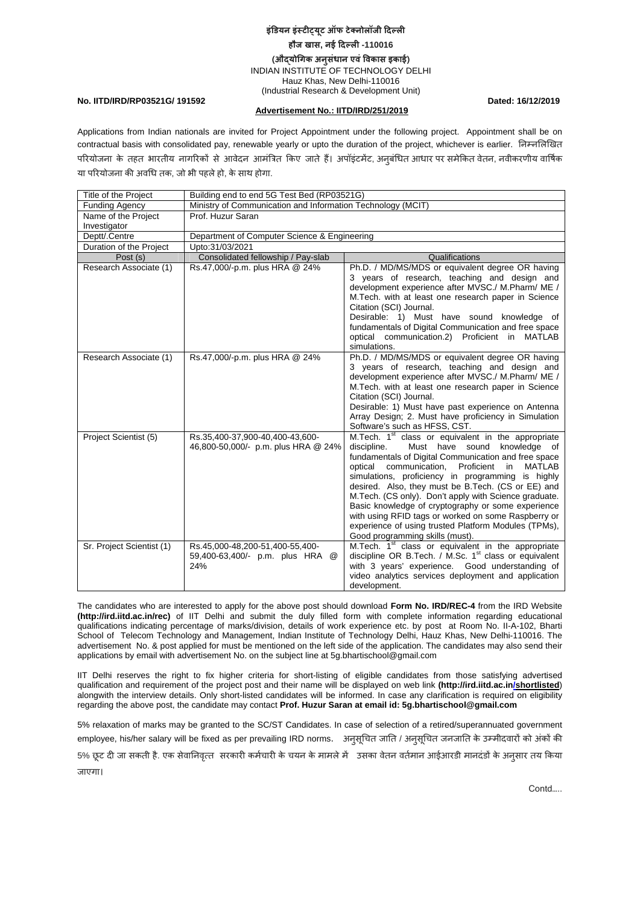# इंडियन इंस्टीट्यूट ऑफ टेक्नोलॉजी दिल्ली

**हौज खास, नई दिल्ली -110016**

**(औद्योगिक अनुसंधान एवं विकास इकाई)**

INDIAN INSTITUTE OF TECHNOLOGY DELHI

Hauz Khas, New Delhi-110016

(Industrial Research & Development Unit)

**No. IITD/IRD/RP03521G/ 191592** **Dated: 16/12/2019**

**Advertisement No.: IITD/IRD/251/2019**

Applications from Indian nationals are invited for Project Appointment under the following project. Appointment shall be on contractual basis with consolidated pay, renewable yearly or upto the duration of the project, whichever is earlier. निम्नलिखित परियोजना के तहत भारतीय नागरिकों से आवेदन आमंत्रित किए जाते हैं। अपॉइंटमेंट, अनुबंधित आधार पर समेकित वेतन, नवीकरणीय वार्षिक या परियोजना की अवधि तक, जो भी पहले हो, के साथ होगा.

| Title of the Project | Building end to end 5G Test Bed (RP03521G) | |
|---|---|---|
| Funding Agency | Ministry of Communication and Information Technology (MCIT) | |
| Name of the Project Investigator | Prof. Huzur Saran | |
| Deptt/.Centre | Department of Computer Science & Engineering | |
| Duration of the Project | Upto:31/03/2021 | |
| Post (s) | Consolidated fellowship / Pay-slab | Qualifications |
| Research Associate (1) | Rs.47,000/-p.m. plus HRA @ 24% | Ph.D. / MD/MS/MDS or equivalent degree OR having 3 years of research, teaching and design and development experience after MVSC./ M.Pharm/ ME / M.Tech. with at least one research paper in Science Citation (SCI) Journal. Desirable: 1) Must have sound knowledge of fundamentals of Digital Communication and free space optical communication.2) Proficient in MATLAB simulations. |
| Research Associate (1) | Rs.47,000/-p.m. plus HRA @ 24% | Ph.D. / MD/MS/MDS or equivalent degree OR having 3 years of research, teaching and design and development experience after MVSC./ M.Pharm/ ME / M.Tech. with at least one research paper in Science Citation (SCI) Journal. Desirable: 1) Must have past experience on Antenna Array Design; 2. Must have proficiency in Simulation Software's such as HFSS, CST. |
| Project Scientist (5) | Rs.35,400-37,900-40,400-43,600-46,800-50,000/- p.m. plus HRA @ 24% | M.Tech. 1st class or equivalent in the appropriate discipline. Must have sound knowledge of fundamentals of Digital Communication and free space optical communication, Proficient in MATLAB simulations, proficiency in programming is highly desired. Also, they must be B.Tech. (CS or EE) and M.Tech. (CS only). Don't apply with Science graduate. Basic knowledge of cryptography or some experience with using RFID tags or worked on some Raspberry or experience of using trusted Platform Modules (TPMs), Good programming skills (must). |
| Sr. Project Scientist (1) | Rs.45,000-48,200-51,400-55,400-59,400-63,400/- p.m. plus HRA @ 24% | M.Tech. 1st class or equivalent in the appropriate discipline OR B.Tech. / M.Sc. 1st class or equivalent with 3 years' experience. Good understanding of video analytics services deployment and application development. |

The candidates who are interested to apply for the above post should download **Form No. IRD/REC-4** from the IRD Website **(http://ird.iitd.ac.in/rec)** of IIT Delhi and submit the duly filled form with complete information regarding educational qualifications indicating percentage of marks/division, details of work experience etc. by post at Room No. II-A-102, Bharti School of Telecom Technology and Management, Indian Institute of Technology Delhi, Hauz Khas, New Delhi-110016. The advertisement No. & post applied for must be mentioned on the left side of the application. The candidates may also send their applications by email with advertisement No. on the subject line at 5g.bhartischool@gmail.com

IIT Delhi reserves the right to fix higher criteria for short-listing of eligible candidates from those satisfying advertised qualification and requirement of the project post and their name will be displayed on web link **(http://ird.iitd.ac.in/shortlisted)** alongwith the interview details. Only short-listed candidates will be informed. In case any clarification is required on eligibility regarding the above post, the candidate may contact **Prof. Huzur Saran at email id: 5g.bhartischool@gmail.com**

5% relaxation of marks may be granted to the SC/ST Candidates. In case of selection of a retired/superannuated government employee, his/her salary will be fixed as per prevailing IRD norms. अनुसूचित जाति / अनुसूचित जनजाति के उम्मीदवारों को अंकों की 5% छूट दी जा सकती है. एक सेवानिवृत्त सरकारी कर्मचारी के चयन के मामले में उसका वेतन वर्तमान आईआरडी मानदंडों के अनुसार तय किया जाएगा।

Contd.....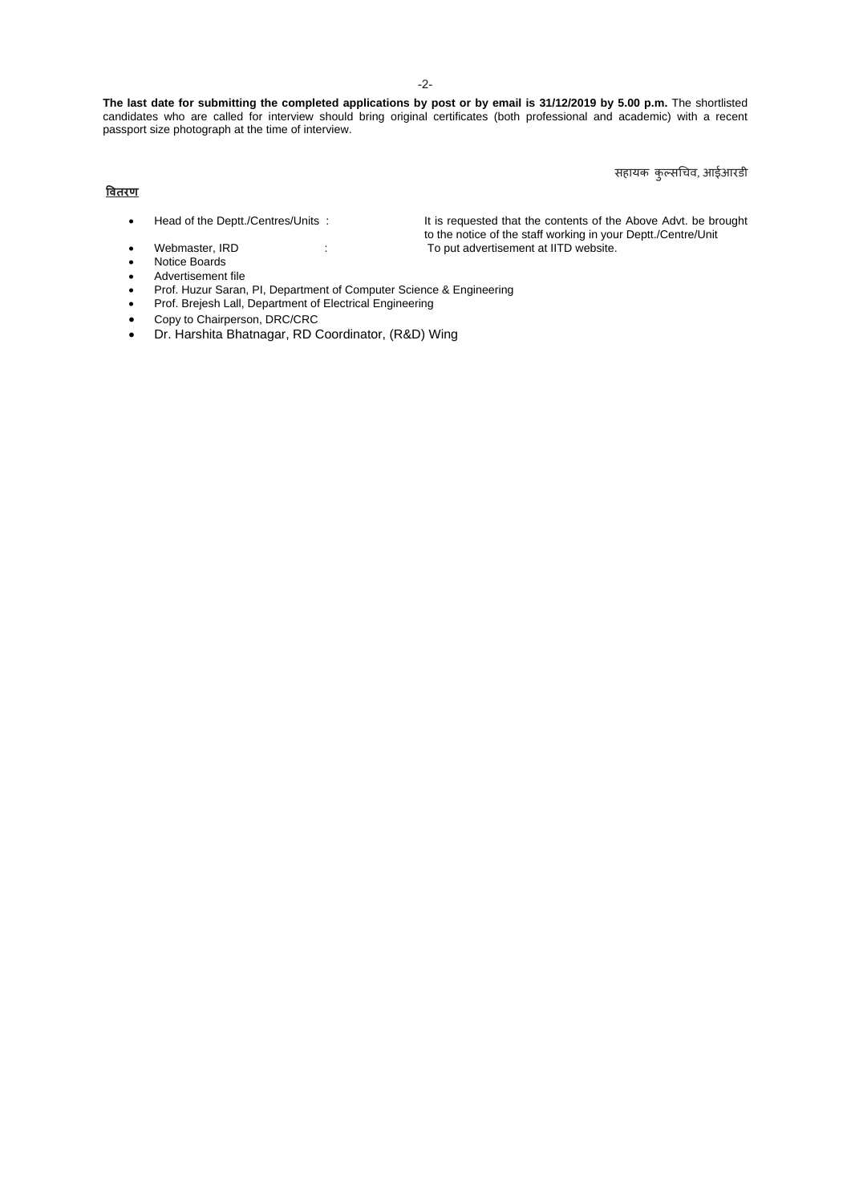**The last date for submitting the completed applications by post or by email is 31/12/2019 by 5.00 p.m.** The shortlisted candidates who are called for interview should bring original certificates (both professional and academic) with a recent passport size photograph at the time of interview.

सहायक कुलसचिव, आईआरडी

**वितरण**

- Head of the Deptt./Centres/Units : It is requested that the contents of the Above Advt. be brought to the notice of the staff working in your Deptt./Centre/Unit
- Webmaster, IRD : To put advertisement at IITD website.
- Notice Boards
- Advertisement file
- Prof. Huzur Saran, PI, Department of Computer Science & Engineering
- Prof. Brejesh Lall, Department of Electrical Engineering
- Copy to Chairperson, DRC/CRC
- Dr. Harshita Bhatnagar, RD Coordinator, (R&D) Wing